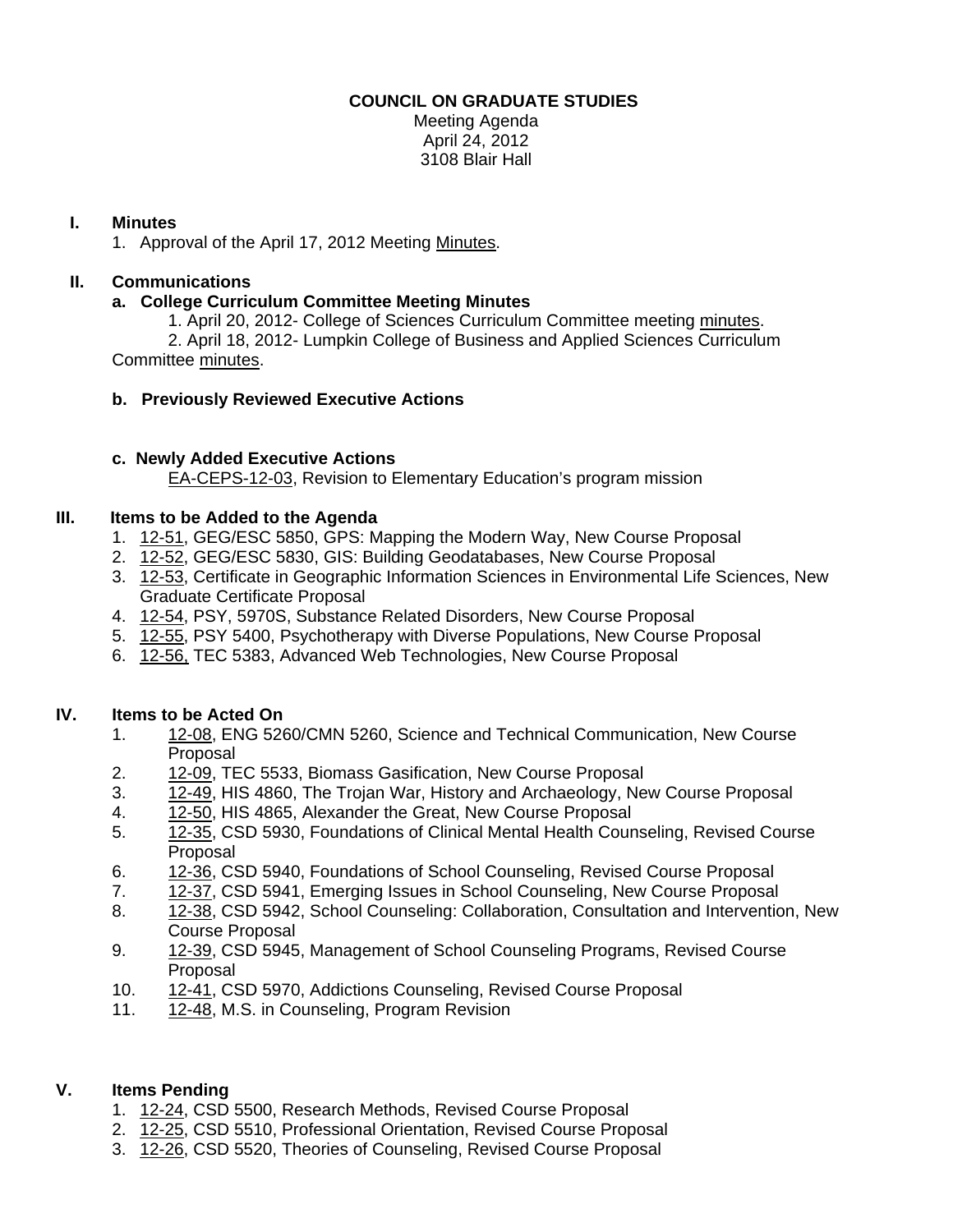**COUNCIL ON GRADUATE STUDIES**

Meeting Agenda
April 24, 2012
3108 Blair Hall

## I. Minutes

1. Approval of the April 17, 2012 Meeting Minutes.

## II. Communications

**a. College Curriculum Committee Meeting Minutes**

1. April 20, 2012- College of Sciences Curriculum Committee meeting minutes.
2. April 18, 2012- Lumpkin College of Business and Applied Sciences Curriculum Committee minutes.

**b. Previously Reviewed Executive Actions**

**c. Newly Added Executive Actions**

EA-CEPS-12-03, Revision to Elementary Education's program mission

## III. Items to be Added to the Agenda

1. 12-51, GEG/ESC 5850, GPS: Mapping the Modern Way, New Course Proposal
2. 12-52, GEG/ESC 5830, GIS: Building Geodatabases, New Course Proposal
3. 12-53, Certificate in Geographic Information Sciences in Environmental Life Sciences, New Graduate Certificate Proposal
4. 12-54, PSY, 5970S, Substance Related Disorders, New Course Proposal
5. 12-55, PSY 5400, Psychotherapy with Diverse Populations, New Course Proposal
6. 12-56, TEC 5383, Advanced Web Technologies, New Course Proposal

## IV. Items to be Acted On

1. 12-08, ENG 5260/CMN 5260, Science and Technical Communication, New Course Proposal
2. 12-09, TEC 5533, Biomass Gasification, New Course Proposal
3. 12-49, HIS 4860, The Trojan War, History and Archaeology, New Course Proposal
4. 12-50, HIS 4865, Alexander the Great, New Course Proposal
5. 12-35, CSD 5930, Foundations of Clinical Mental Health Counseling, Revised Course Proposal
6. 12-36, CSD 5940, Foundations of School Counseling, Revised Course Proposal
7. 12-37, CSD 5941, Emerging Issues in School Counseling, New Course Proposal
8. 12-38, CSD 5942, School Counseling: Collaboration, Consultation and Intervention, New Course Proposal
9. 12-39, CSD 5945, Management of School Counseling Programs, Revised Course Proposal
10. 12-41, CSD 5970, Addictions Counseling, Revised Course Proposal
11. 12-48, M.S. in Counseling, Program Revision

## V. Items Pending

1. 12-24, CSD 5500, Research Methods, Revised Course Proposal
2. 12-25, CSD 5510, Professional Orientation, Revised Course Proposal
3. 12-26, CSD 5520, Theories of Counseling, Revised Course Proposal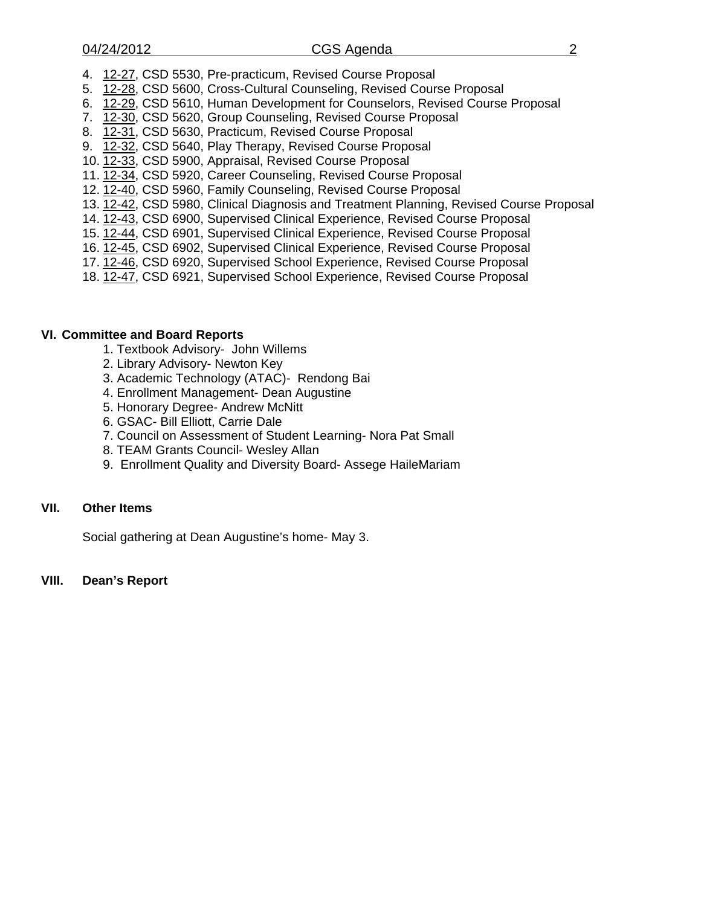4. 12-27, CSD 5530, Pre-practicum, Revised Course Proposal
5. 12-28, CSD 5600, Cross-Cultural Counseling, Revised Course Proposal
6. 12-29, CSD 5610, Human Development for Counselors, Revised Course Proposal
7. 12-30, CSD 5620, Group Counseling, Revised Course Proposal
8. 12-31, CSD 5630, Practicum, Revised Course Proposal
9. 12-32, CSD 5640, Play Therapy, Revised Course Proposal
10. 12-33, CSD 5900, Appraisal, Revised Course Proposal
11. 12-34, CSD 5920, Career Counseling, Revised Course Proposal
12. 12-40, CSD 5960, Family Counseling, Revised Course Proposal
13. 12-42, CSD 5980, Clinical Diagnosis and Treatment Planning, Revised Course Proposal
14. 12-43, CSD 6900, Supervised Clinical Experience, Revised Course Proposal
15. 12-44, CSD 6901, Supervised Clinical Experience, Revised Course Proposal
16. 12-45, CSD 6902, Supervised Clinical Experience, Revised Course Proposal
17. 12-46, CSD 6920, Supervised School Experience, Revised Course Proposal
18. 12-47, CSD 6921, Supervised School Experience, Revised Course Proposal

## VI. Committee and Board Reports

1. Textbook Advisory- John Willems
2. Library Advisory- Newton Key
3. Academic Technology (ATAC)- Rendong Bai
4. Enrollment Management- Dean Augustine
5. Honorary Degree- Andrew McNitt
6. GSAC- Bill Elliott, Carrie Dale
7. Council on Assessment of Student Learning- Nora Pat Small
8. TEAM Grants Council- Wesley Allan
9. Enrollment Quality and Diversity Board- Assege HaileMariam

## VII. Other Items

Social gathering at Dean Augustine's home- May 3.

## VIII. Dean's Report